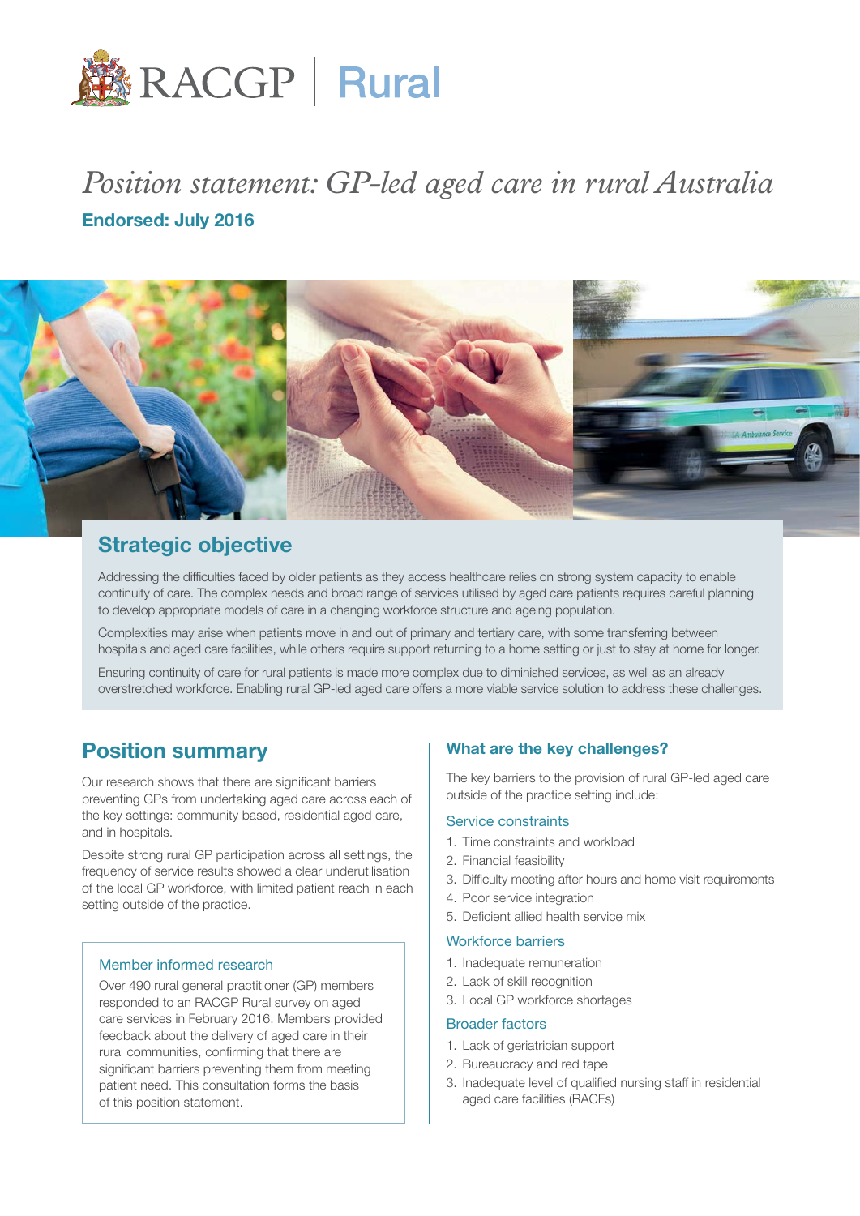RACGP | Rural

# *Position statement: GP-led aged care in rural Australia*

**Endorsed: July 2016**

## Strategic objective

Addressing the difficulties faced by older patients as they access healthcare relies on strong system capacity to enable continuity of care. The complex needs and broad range of services utilised by aged care patients requires careful planning to develop appropriate models of care in a changing workforce structure and ageing population.

Complexities may arise when patients move in and out of primary and tertiary care, with some transferring between hospitals and aged care facilities, while others require support returning to a home setting or just to stay at home for longer.

Ensuring continuity of care for rural patients is made more complex due to diminished services, as well as an already overstretched workforce. Enabling rural GP-led aged care offers a more viable service solution to address these challenges.

## Position summary

Our research shows that there are significant barriers preventing GPs from undertaking aged care across each of the key settings: community based, residential aged care, and in hospitals.

Despite strong rural GP participation across all settings, the frequency of service results showed a clear underutilisation of the local GP workforce, with limited patient reach in each setting outside of the practice.

### Member informed research

Over 490 rural general practitioner (GP) members responded to an RACGP Rural survey on aged care services in February 2016. Members provided feedback about the delivery of aged care in their rural communities, confirming that there are significant barriers preventing them from meeting patient need. This consultation forms the basis of this position statement.

### What are the key challenges?

The key barriers to the provision of rural GP-led aged care outside of the practice setting include:

#### Service constraints

1. Time constraints and workload
2. Financial feasibility
3. Difficulty meeting after hours and home visit requirements
4. Poor service integration
5. Deficient allied health service mix

#### Workforce barriers

1. Inadequate remuneration
2. Lack of skill recognition
3. Local GP workforce shortages

#### Broader factors

1. Lack of geriatrician support
2. Bureaucracy and red tape
3. Inadequate level of qualified nursing staff in residential aged care facilities (RACFs)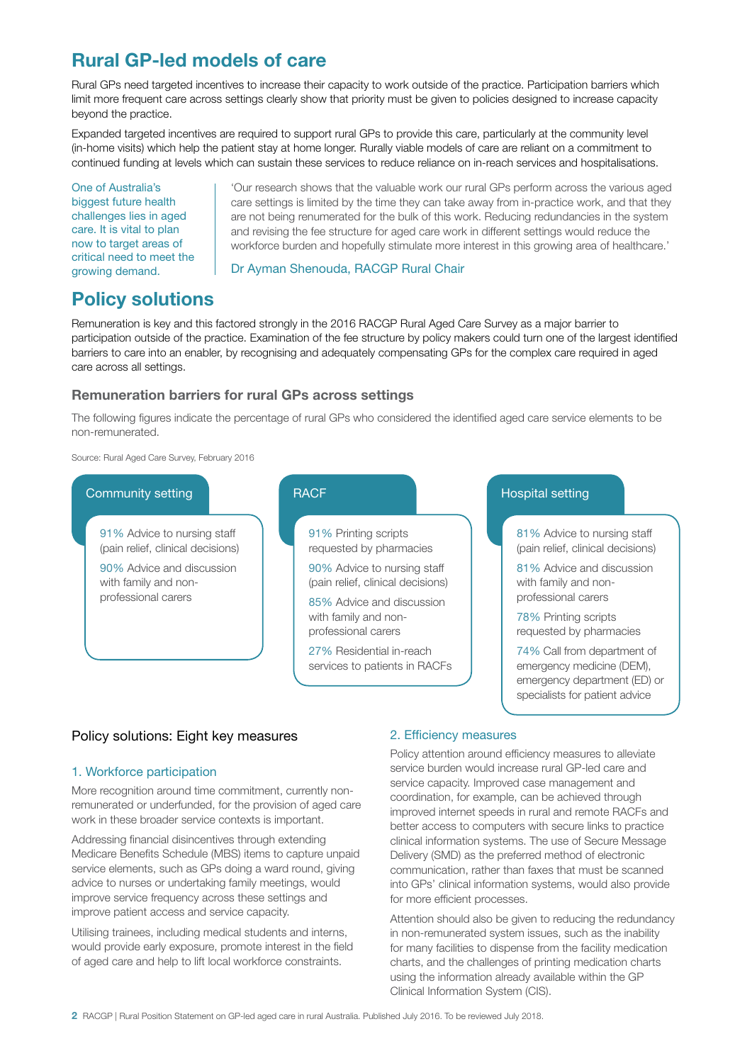## Rural GP-led models of care

Rural GPs need targeted incentives to increase their capacity to work outside of the practice. Participation barriers which limit more frequent care across settings clearly show that priority must be given to policies designed to increase capacity beyond the practice.

Expanded targeted incentives are required to support rural GPs to provide this care, particularly at the community level (in-home visits) which help the patient stay at home longer. Rurally viable models of care are reliant on a commitment to continued funding at levels which can sustain these services to reduce reliance on in-reach services and hospitalisations.

One of Australia's biggest future health challenges lies in aged care. It is vital to plan now to target areas of critical need to meet the growing demand.

'Our research shows that the valuable work our rural GPs perform across the various aged care settings is limited by the time they can take away from in-practice work, and that they are not being renumerated for the bulk of this work. Reducing redundancies in the system and revising the fee structure for aged care work in different settings would reduce the workforce burden and hopefully stimulate more interest in this growing area of healthcare.'

Dr Ayman Shenouda, RACGP Rural Chair

## Policy solutions

Remuneration is key and this factored strongly in the 2016 RACGP Rural Aged Care Survey as a major barrier to participation outside of the practice. Examination of the fee structure by policy makers could turn one of the largest identified barriers to care into an enabler, by recognising and adequately compensating GPs for the complex care required in aged care across all settings.

### Remuneration barriers for rural GPs across settings

The following figures indicate the percentage of rural GPs who considered the identified aged care service elements to be non-remunerated.

Source: Rural Aged Care Survey, February 2016

**Community setting**

- 91% Advice to nursing staff (pain relief, clinical decisions)
- 90% Advice and discussion with family and non-professional carers

**RACF**

- 91% Printing scripts requested by pharmacies
- 90% Advice to nursing staff (pain relief, clinical decisions)
- 85% Advice and discussion with family and non-professional carers
- 27% Residential in-reach services to patients in RACFs

**Hospital setting**

- 81% Advice to nursing staff (pain relief, clinical decisions)
- 81% Advice and discussion with family and non-professional carers
- 78% Printing scripts requested by pharmacies
- 74% Call from department of emergency medicine (DEM), emergency department (ED) or specialists for patient advice

### Policy solutions: Eight key measures

#### 1. Workforce participation

More recognition around time commitment, currently non-remunerated or underfunded, for the provision of aged care work in these broader service contexts is important.

Addressing financial disincentives through extending Medicare Benefits Schedule (MBS) items to capture unpaid service elements, such as GPs doing a ward round, giving advice to nurses or undertaking family meetings, would improve service frequency across these settings and improve patient access and service capacity.

Utilising trainees, including medical students and interns, would provide early exposure, promote interest in the field of aged care and help to lift local workforce constraints.

#### 2. Efficiency measures

Policy attention around efficiency measures to alleviate service burden would increase rural GP-led care and service capacity. Improved case management and coordination, for example, can be achieved through improved internet speeds in rural and remote RACFs and better access to computers with secure links to practice clinical information systems. The use of Secure Message Delivery (SMD) as the preferred method of electronic communication, rather than faxes that must be scanned into GPs' clinical information systems, would also provide for more efficient processes.

Attention should also be given to reducing the redundancy in non-remunerated system issues, such as the inability for many facilities to dispense from the facility medication charts, and the challenges of printing medication charts using the information already available within the GP Clinical Information System (CIS).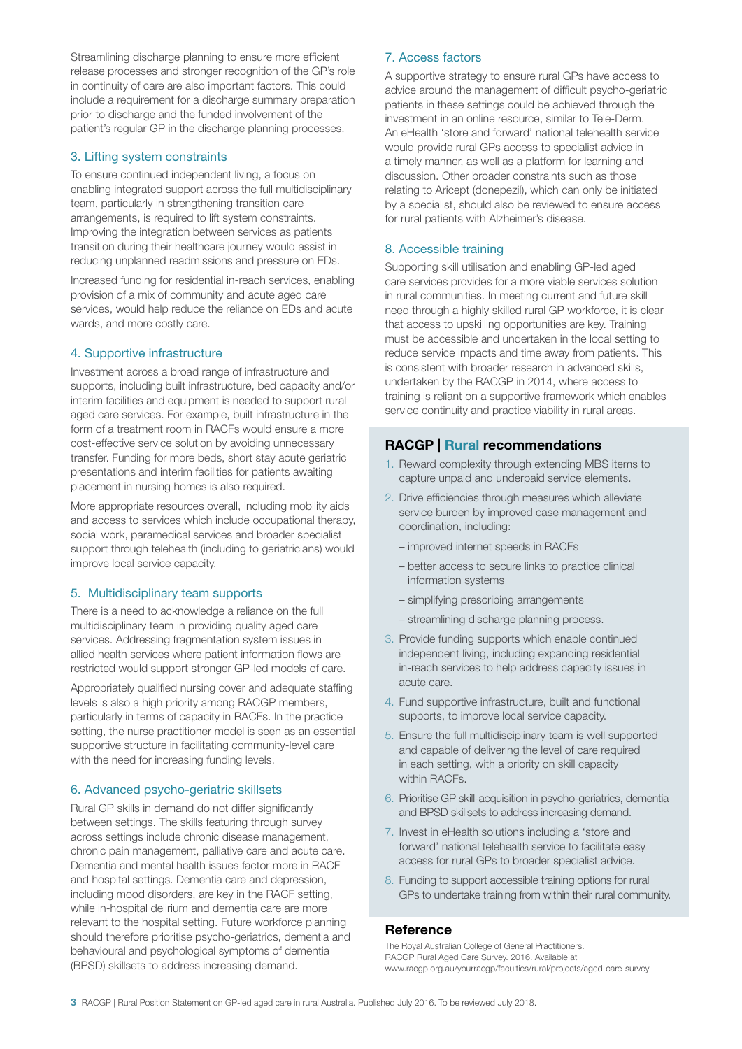Streamlining discharge planning to ensure more efficient release processes and stronger recognition of the GP's role in continuity of care are also important factors. This could include a requirement for a discharge summary preparation prior to discharge and the funded involvement of the patient's regular GP in the discharge planning processes.

### 3. Lifting system constraints

To ensure continued independent living, a focus on enabling integrated support across the full multidisciplinary team, particularly in strengthening transition care arrangements, is required to lift system constraints. Improving the integration between services as patients transition during their healthcare journey would assist in reducing unplanned readmissions and pressure on EDs.

Increased funding for residential in-reach services, enabling provision of a mix of community and acute aged care services, would help reduce the reliance on EDs and acute wards, and more costly care.

### 4. Supportive infrastructure

Investment across a broad range of infrastructure and supports, including built infrastructure, bed capacity and/or interim facilities and equipment is needed to support rural aged care services. For example, built infrastructure in the form of a treatment room in RACFs would ensure a more cost-effective service solution by avoiding unnecessary transfer. Funding for more beds, short stay acute geriatric presentations and interim facilities for patients awaiting placement in nursing homes is also required.

More appropriate resources overall, including mobility aids and access to services which include occupational therapy, social work, paramedical services and broader specialist support through telehealth (including to geriatricians) would improve local service capacity.

### 5. Multidisciplinary team supports

There is a need to acknowledge a reliance on the full multidisciplinary team in providing quality aged care services. Addressing fragmentation system issues in allied health services where patient information flows are restricted would support stronger GP-led models of care.

Appropriately qualified nursing cover and adequate staffing levels is also a high priority among RACGP members, particularly in terms of capacity in RACFs. In the practice setting, the nurse practitioner model is seen as an essential supportive structure in facilitating community-level care with the need for increasing funding levels.

### 6. Advanced psycho-geriatric skillsets

Rural GP skills in demand do not differ significantly between settings. The skills featuring through survey across settings include chronic disease management, chronic pain management, palliative care and acute care. Dementia and mental health issues factor more in RACF and hospital settings. Dementia care and depression, including mood disorders, are key in the RACF setting, while in-hospital delirium and dementia care are more relevant to the hospital setting. Future workforce planning should therefore prioritise psycho-geriatrics, dementia and behavioural and psychological symptoms of dementia (BPSD) skillsets to address increasing demand.

### 7. Access factors

A supportive strategy to ensure rural GPs have access to advice around the management of difficult psycho-geriatric patients in these settings could be achieved through the investment in an online resource, similar to Tele-Derm. An eHealth 'store and forward' national telehealth service would provide rural GPs access to specialist advice in a timely manner, as well as a platform for learning and discussion. Other broader constraints such as those relating to Aricept (donepezil), which can only be initiated by a specialist, should also be reviewed to ensure access for rural patients with Alzheimer's disease.

### 8. Accessible training

Supporting skill utilisation and enabling GP-led aged care services provides for a more viable services solution in rural communities. In meeting current and future skill need through a highly skilled rural GP workforce, it is clear that access to upskilling opportunities are key. Training must be accessible and undertaken in the local setting to reduce service impacts and time away from patients. This is consistent with broader research in advanced skills, undertaken by the RACGP in 2014, where access to training is reliant on a supportive framework which enables service continuity and practice viability in rural areas.

## RACGP | Rural recommendations

1. Reward complexity through extending MBS items to capture unpaid and underpaid service elements.
2. Drive efficiencies through measures which alleviate service burden by improved case management and coordination, including:
   - improved internet speeds in RACFs
   - better access to secure links to practice clinical information systems
   - simplifying prescribing arrangements
   - streamlining discharge planning process.
3. Provide funding supports which enable continued independent living, including expanding residential in-reach services to help address capacity issues in acute care.
4. Fund supportive infrastructure, built and functional supports, to improve local service capacity.
5. Ensure the full multidisciplinary team is well supported and capable of delivering the level of care required in each setting, with a priority on skill capacity within RACFs.
6. Prioritise GP skill-acquisition in psycho-geriatrics, dementia and BPSD skillsets to address increasing demand.
7. Invest in eHealth solutions including a 'store and forward' national telehealth service to facilitate easy access for rural GPs to broader specialist advice.
8. Funding to support accessible training options for rural GPs to undertake training from within their rural community.

## Reference

The Royal Australian College of General Practitioners. RACGP Rural Aged Care Survey. 2016. Available at www.racgp.org.au/yourracgp/faculties/rural/projects/aged-care-survey